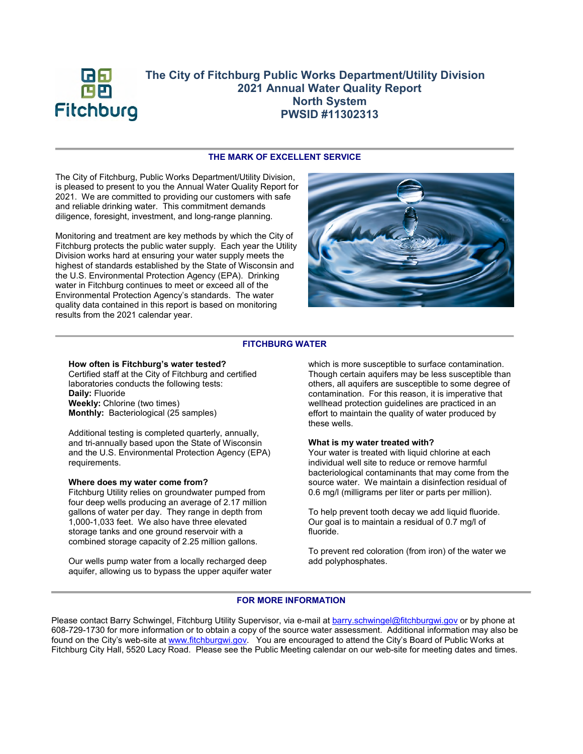# The City of Fitchburg Public Works Department/Utility Division
# 2021 Annual Water Quality Report
# North System
# PWSID #11302313

## THE MARK OF EXCELLENT SERVICE

The City of Fitchburg, Public Works Department/Utility Division, is pleased to present to you the Annual Water Quality Report for 2021. We are committed to providing our customers with safe and reliable drinking water. This commitment demands diligence, foresight, investment, and long-range planning.

Monitoring and treatment are key methods by which the City of Fitchburg protects the public water supply. Each year the Utility Division works hard at ensuring your water supply meets the highest of standards established by the State of Wisconsin and the U.S. Environmental Protection Agency (EPA). Drinking water in Fitchburg continues to meet or exceed all of the Environmental Protection Agency's standards. The water quality data contained in this report is based on monitoring results from the 2021 calendar year.

## FITCHBURG WATER

**How often is Fitchburg's water tested?**
Certified staff at the City of Fitchburg and certified laboratories conducts the following tests:
**Daily:** Fluoride
**Weekly:** Chlorine (two times)
**Monthly:** Bacteriological (25 samples)

Additional testing is completed quarterly, annually, and tri-annually based upon the State of Wisconsin and the U.S. Environmental Protection Agency (EPA) requirements.

**Where does my water come from?**
Fitchburg Utility relies on groundwater pumped from four deep wells producing an average of 2.17 million gallons of water per day. They range in depth from 1,000-1,033 feet. We also have three elevated storage tanks and one ground reservoir with a combined storage capacity of 2.25 million gallons.

Our wells pump water from a locally recharged deep aquifer, allowing us to bypass the upper aquifer water which is more susceptible to surface contamination. Though certain aquifers may be less susceptible than others, all aquifers are susceptible to some degree of contamination. For this reason, it is imperative that wellhead protection guidelines are practiced in an effort to maintain the quality of water produced by these wells.

**What is my water treated with?**
Your water is treated with liquid chlorine at each individual well site to reduce or remove harmful bacteriological contaminants that may come from the source water. We maintain a disinfection residual of 0.6 mg/l (milligrams per liter or parts per million).

To help prevent tooth decay we add liquid fluoride. Our goal is to maintain a residual of 0.7 mg/l of fluoride.

To prevent red coloration (from iron) of the water we add polyphosphates.

## FOR MORE INFORMATION

Please contact Barry Schwingel, Fitchburg Utility Supervisor, via e-mail at barry.schwingel@fitchburgwi.gov or by phone at 608-729-1730 for more information or to obtain a copy of the source water assessment. Additional information may also be found on the City's web-site at www.fitchburgwi.gov. You are encouraged to attend the City's Board of Public Works at Fitchburg City Hall, 5520 Lacy Road. Please see the Public Meeting calendar on our web-site for meeting dates and times.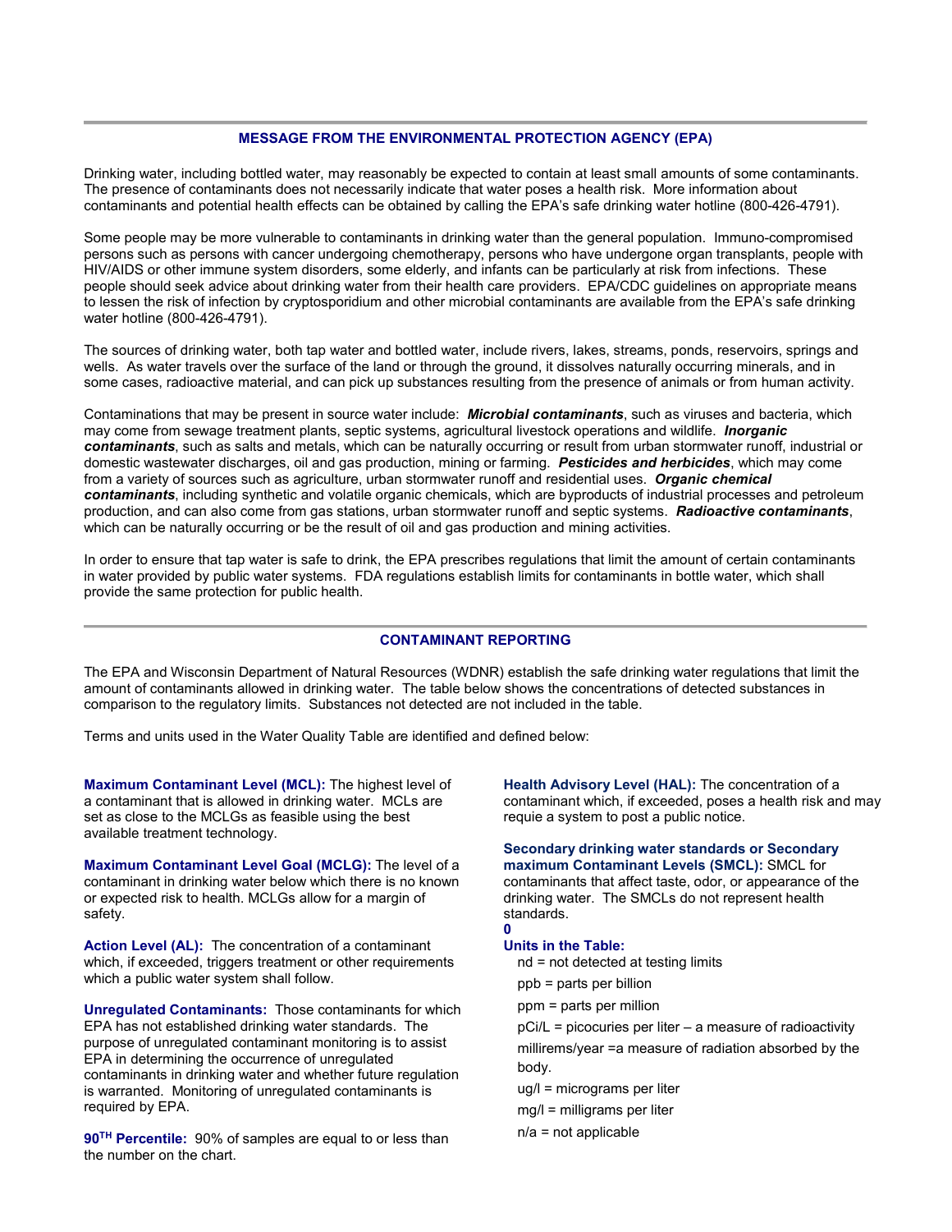## MESSAGE FROM THE ENVIRONMENTAL PROTECTION AGENCY (EPA)

Drinking water, including bottled water, may reasonably be expected to contain at least small amounts of some contaminants. The presence of contaminants does not necessarily indicate that water poses a health risk. More information about contaminants and potential health effects can be obtained by calling the EPA's safe drinking water hotline (800-426-4791).

Some people may be more vulnerable to contaminants in drinking water than the general population. Immuno-compromised persons such as persons with cancer undergoing chemotherapy, persons who have undergone organ transplants, people with HIV/AIDS or other immune system disorders, some elderly, and infants can be particularly at risk from infections. These people should seek advice about drinking water from their health care providers. EPA/CDC guidelines on appropriate means to lessen the risk of infection by cryptosporidium and other microbial contaminants are available from the EPA's safe drinking water hotline (800-426-4791).

The sources of drinking water, both tap water and bottled water, include rivers, lakes, streams, ponds, reservoirs, springs and wells. As water travels over the surface of the land or through the ground, it dissolves naturally occurring minerals, and in some cases, radioactive material, and can pick up substances resulting from the presence of animals or from human activity.

Contaminations that may be present in source water include: ***Microbial contaminants***, such as viruses and bacteria, which may come from sewage treatment plants, septic systems, agricultural livestock operations and wildlife. ***Inorganic contaminants***, such as salts and metals, which can be naturally occurring or result from urban stormwater runoff, industrial or domestic wastewater discharges, oil and gas production, mining or farming. ***Pesticides and herbicides***, which may come from a variety of sources such as agriculture, urban stormwater runoff and residential uses. ***Organic chemical contaminants***, including synthetic and volatile organic chemicals, which are byproducts of industrial processes and petroleum production, and can also come from gas stations, urban stormwater runoff and septic systems. ***Radioactive contaminants***, which can be naturally occurring or be the result of oil and gas production and mining activities.

In order to ensure that tap water is safe to drink, the EPA prescribes regulations that limit the amount of certain contaminants in water provided by public water systems. FDA regulations establish limits for contaminants in bottle water, which shall provide the same protection for public health.

## CONTAMINANT REPORTING

The EPA and Wisconsin Department of Natural Resources (WDNR) establish the safe drinking water regulations that limit the amount of contaminants allowed in drinking water. The table below shows the concentrations of detected substances in comparison to the regulatory limits. Substances not detected are not included in the table.

Terms and units used in the Water Quality Table are identified and defined below:

**Maximum Contaminant Level (MCL):** The highest level of a contaminant that is allowed in drinking water. MCLs are set as close to the MCLGs as feasible using the best available treatment technology.

**Maximum Contaminant Level Goal (MCLG):** The level of a contaminant in drinking water below which there is no known or expected risk to health. MCLGs allow for a margin of safety.

**Action Level (AL):** The concentration of a contaminant which, if exceeded, triggers treatment or other requirements which a public water system shall follow.

**Unregulated Contaminants:** Those contaminants for which EPA has not established drinking water standards. The purpose of unregulated contaminant monitoring is to assist EPA in determining the occurrence of unregulated contaminants in drinking water and whether future regulation is warranted. Monitoring of unregulated contaminants is required by EPA.

**90[TH] Percentile:** 90% of samples are equal to or less than the number on the chart.

**Health Advisory Level (HAL):** The concentration of a contaminant which, if exceeded, poses a health risk and may requie a system to post a public notice.

**Secondary drinking water standards or Secondary maximum Contaminant Levels (SMCL):** SMCL for contaminants that affect taste, odor, or appearance of the drinking water. The SMCLs do not represent health standards.

**0**

**Units in the Table:**

- nd = not detected at testing limits
- ppb = parts per billion
- ppm = parts per million
- pCi/L = picocuries per liter – a measure of radioactivity
- millirems/year =a measure of radiation absorbed by the body.
- ug/l = micrograms per liter
- mg/l = milligrams per liter
- n/a = not applicable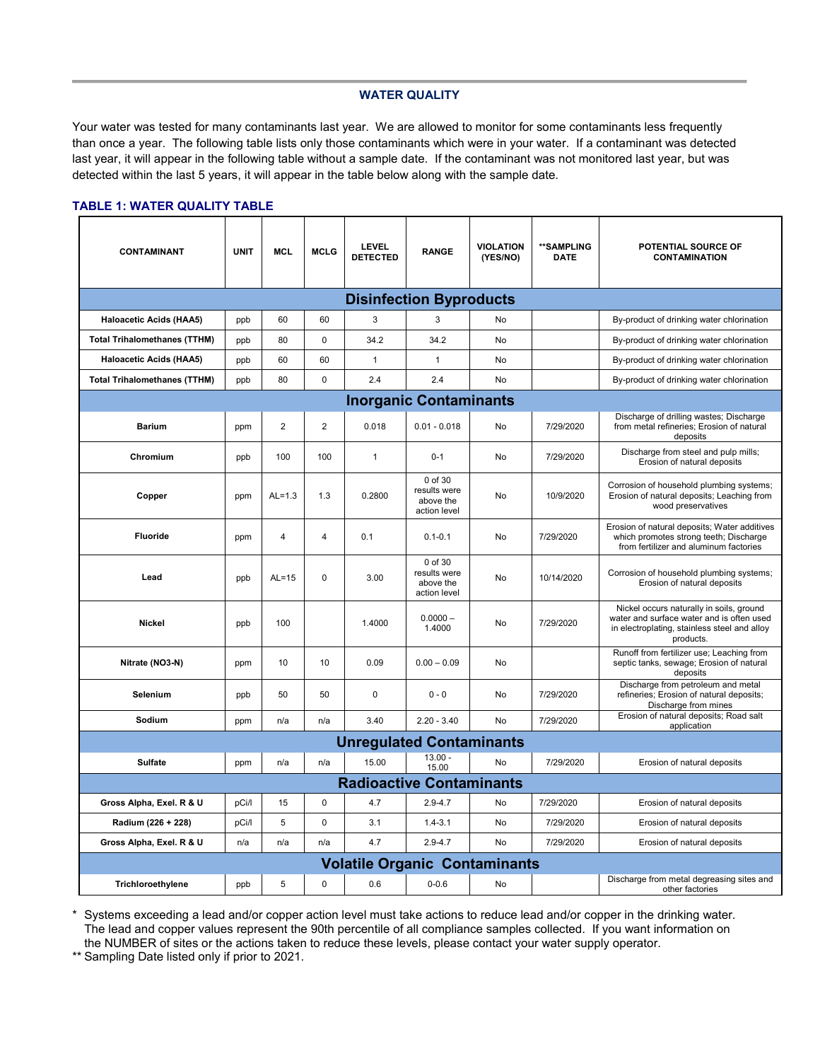## WATER QUALITY

Your water was tested for many contaminants last year. We are allowed to monitor for some contaminants less frequently than once a year. The following table lists only those contaminants which were in your water. If a contaminant was detected last year, it will appear in the following table without a sample date. If the contaminant was not monitored last year, but was detected within the last 5 years, it will appear in the table below along with the sample date.

### TABLE 1: WATER QUALITY TABLE

| CONTAMINANT | UNIT | MCL | MCLG | LEVEL DETECTED | RANGE | VIOLATION (YES/NO) | **SAMPLING DATE | POTENTIAL SOURCE OF CONTAMINATION |
|---|---|---|---|---|---|---|---|---|
| **Disinfection Byproducts** | | | | | | | | |
| Haloacetic Acids (HAA5) | ppb | 60 | 60 | 3 | 3 | No | | By-product of drinking water chlorination |
| Total Trihalomethanes (TTHM) | ppb | 80 | 0 | 34.2 | 34.2 | No | | By-product of drinking water chlorination |
| Haloacetic Acids (HAA5) | ppb | 60 | 60 | 1 | 1 | No | | By-product of drinking water chlorination |
| Total Trihalomethanes (TTHM) | ppb | 80 | 0 | 2.4 | 2.4 | No | | By-product of drinking water chlorination |
| **Inorganic Contaminants** | | | | | | | | |
| Barium | ppm | 2 | 2 | 0.018 | 0.01 - 0.018 | No | 7/29/2020 | Discharge of drilling wastes; Discharge from metal refineries; Erosion of natural deposits |
| Chromium | ppb | 100 | 100 | 1 | 0-1 | No | 7/29/2020 | Discharge from steel and pulp mills; Erosion of natural deposits |
| Copper | ppm | AL=1.3 | 1.3 | 0.2800 | 0 of 30 results were above the action level | No | 10/9/2020 | Corrosion of household plumbing systems; Erosion of natural deposits; Leaching from wood preservatives |
| Fluoride | ppm | 4 | 4 | 0.1 | 0.1-0.1 | No | 7/29/2020 | Erosion of natural deposits; Water additives which promotes strong teeth; Discharge from fertilizer and aluminum factories |
| Lead | ppb | AL=15 | 0 | 3.00 | 0 of 30 results were above the action level | No | 10/14/2020 | Corrosion of household plumbing systems; Erosion of natural deposits |
| Nickel | ppb | 100 | | 1.4000 | 0.0000 – 1.4000 | No | 7/29/2020 | Nickel occurs naturally in soils, ground water and surface water and is often used in electroplating, stainless steel and alloy products. |
| Nitrate (NO3-N) | ppm | 10 | 10 | 0.09 | 0.00 – 0.09 | No | | Runoff from fertilizer use; Leaching from septic tanks, sewage; Erosion of natural deposits |
| Selenium | ppb | 50 | 50 | 0 | 0 - 0 | No | 7/29/2020 | Discharge from petroleum and metal refineries; Erosion of natural deposits; Discharge from mines |
| Sodium | ppm | n/a | n/a | 3.40 | 2.20 - 3.40 | No | 7/29/2020 | Erosion of natural deposits; Road salt application |
| **Unregulated Contaminants** | | | | | | | | |
| Sulfate | ppm | n/a | n/a | 15.00 | 13.00 - 15.00 | No | 7/29/2020 | Erosion of natural deposits |
| **Radioactive Contaminants** | | | | | | | | |
| Gross Alpha, Exel. R & U | pCi/l | 15 | 0 | 4.7 | 2.9-4.7 | No | 7/29/2020 | Erosion of natural deposits |
| Radium (226 + 228) | pCi/l | 5 | 0 | 3.1 | 1.4-3.1 | No | 7/29/2020 | Erosion of natural deposits |
| Gross Alpha, Exel. R & U | n/a | n/a | n/a | 4.7 | 2.9-4.7 | No | 7/29/2020 | Erosion of natural deposits |
| **Volatile Organic Contaminants** | | | | | | | | |
| Trichloroethylene | ppb | 5 | 0 | 0.6 | 0-0.6 | No | | Discharge from metal degreasing sites and other factories |

\* Systems exceeding a lead and/or copper action level must take actions to reduce lead and/or copper in the drinking water. The lead and copper values represent the 90th percentile of all compliance samples collected. If you want information on the NUMBER of sites or the actions taken to reduce these levels, please contact your water supply operator.

** Sampling Date listed only if prior to 2021.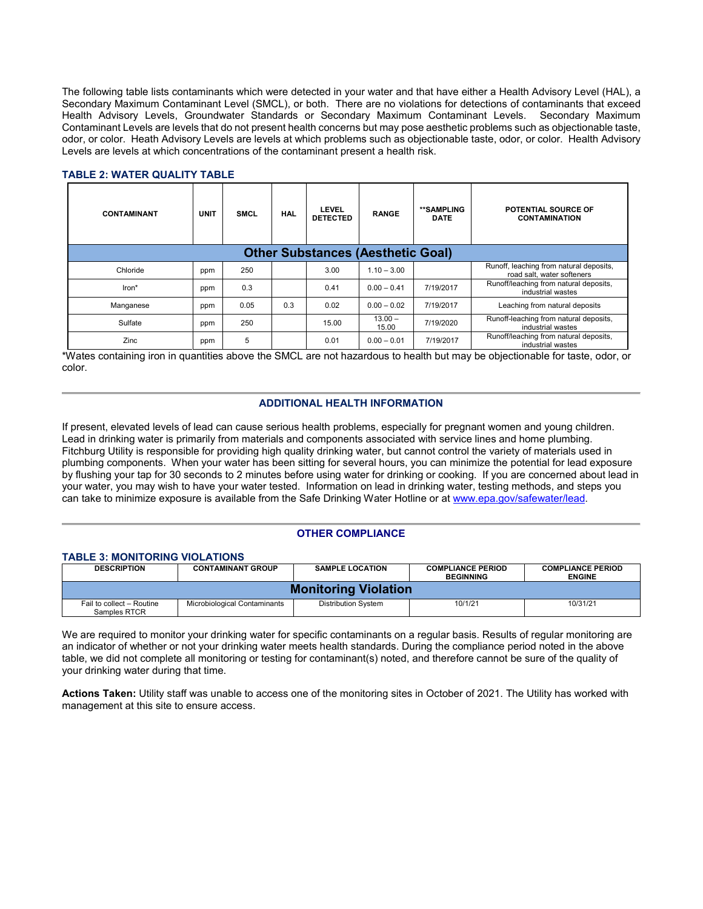The following table lists contaminants which were detected in your water and that have either a Health Advisory Level (HAL), a Secondary Maximum Contaminant Level (SMCL), or both. There are no violations for detections of contaminants that exceed Health Advisory Levels, Groundwater Standards or Secondary Maximum Contaminant Levels. Secondary Maximum Contaminant Levels are levels that do not present health concerns but may pose aesthetic problems such as objectionable taste, odor, or color. Heath Advisory Levels are levels at which problems such as objectionable taste, odor, or color. Health Advisory Levels are levels at which concentrations of the contaminant present a health risk.

### TABLE 2: WATER QUALITY TABLE

| CONTAMINANT | UNIT | SMCL | HAL | LEVEL DETECTED | RANGE | **SAMPLING DATE | POTENTIAL SOURCE OF CONTAMINATION |
|---|---|---|---|---|---|---|---|
| **Other Substances (Aesthetic Goal)** | | | | | | | |
| Chloride | ppm | 250 | | 3.00 | 1.10 – 3.00 | | Runoff, leaching from natural deposits, road salt, water softeners |
| Iron* | ppm | 0.3 | | 0.41 | 0.00 – 0.41 | 7/19/2017 | Runoff/leaching from natural deposits, industrial wastes |
| Manganese | ppm | 0.05 | 0.3 | 0.02 | 0.00 – 0.02 | 7/19/2017 | Leaching from natural deposits |
| Sulfate | ppm | 250 | | 15.00 | 13.00 – 15.00 | 7/19/2020 | Runoff-leaching from natural deposits, industrial wastes |
| Zinc | ppm | 5 | | 0.01 | 0.00 – 0.01 | 7/19/2017 | Runoff/leaching from natural deposits, industrial wastes |

*Wates containing iron in quantities above the SMCL are not hazardous to health but may be objectionable for taste, odor, or color.

## ADDITIONAL HEALTH INFORMATION

If present, elevated levels of lead can cause serious health problems, especially for pregnant women and young children. Lead in drinking water is primarily from materials and components associated with service lines and home plumbing. Fitchburg Utility is responsible for providing high quality drinking water, but cannot control the variety of materials used in plumbing components. When your water has been sitting for several hours, you can minimize the potential for lead exposure by flushing your tap for 30 seconds to 2 minutes before using water for drinking or cooking. If you are concerned about lead in your water, you may wish to have your water tested. Information on lead in drinking water, testing methods, and steps you can take to minimize exposure is available from the Safe Drinking Water Hotline or at www.epa.gov/safewater/lead.

## OTHER COMPLIANCE

### TABLE 3: MONITORING VIOLATIONS

| DESCRIPTION | CONTAMINANT GROUP | SAMPLE LOCATION | COMPLIANCE PERIOD BEGINNING | COMPLIANCE PERIOD ENGINE |
|---|---|---|---|---|
| **Monitoring Violation** | | | | |
| Fail to collect – Routine Samples RTCR | Microbiological Contaminants | Distribution System | 10/1/21 | 10/31/21 |

We are required to monitor your drinking water for specific contaminants on a regular basis. Results of regular monitoring are an indicator of whether or not your drinking water meets health standards. During the compliance period noted in the above table, we did not complete all monitoring or testing for contaminant(s) noted, and therefore cannot be sure of the quality of your drinking water during that time.

**Actions Taken:** Utility staff was unable to access one of the monitoring sites in October of 2021. The Utility has worked with management at this site to ensure access.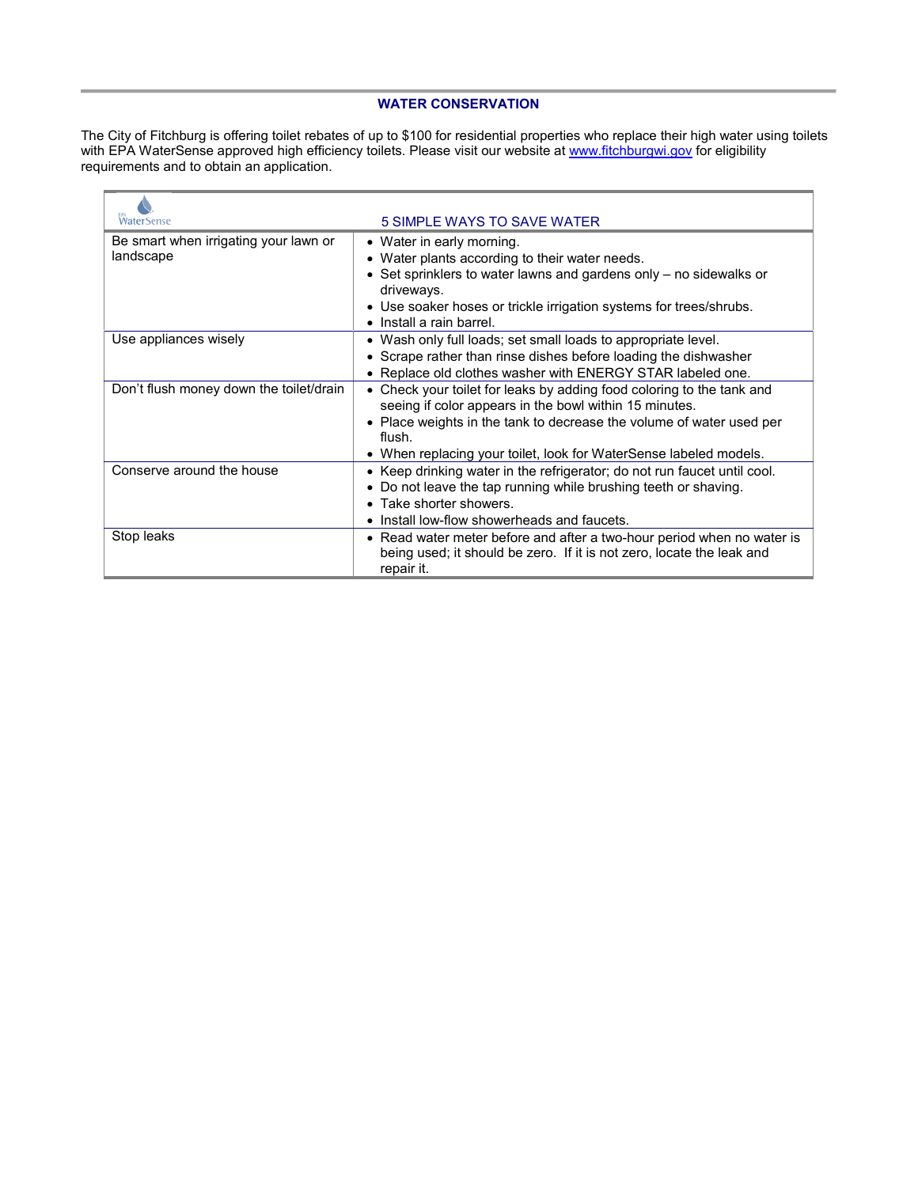## WATER CONSERVATION

The City of Fitchburg is offering toilet rebates of up to $100 for residential properties who replace their high water using toilets with EPA WaterSense approved high efficiency toilets. Please visit our website at www.fitchburgwi.gov for eligibility requirements and to obtain an application.

| WaterSense | 5 SIMPLE WAYS TO SAVE WATER |
|---|---|
| Be smart when irrigating your lawn or landscape | • Water in early morning.<br>• Water plants according to their water needs.<br>• Set sprinklers to water lawns and gardens only – no sidewalks or driveways.<br>• Use soaker hoses or trickle irrigation systems for trees/shrubs.<br>• Install a rain barrel. |
| Use appliances wisely | • Wash only full loads; set small loads to appropriate level.<br>• Scrape rather than rinse dishes before loading the dishwasher<br>• Replace old clothes washer with ENERGY STAR labeled one. |
| Don't flush money down the toilet/drain | • Check your toilet for leaks by adding food coloring to the tank and seeing if color appears in the bowl within 15 minutes.<br>• Place weights in the tank to decrease the volume of water used per flush.<br>• When replacing your toilet, look for WaterSense labeled models. |
| Conserve around the house | • Keep drinking water in the refrigerator; do not run faucet until cool.<br>• Do not leave the tap running while brushing teeth or shaving.<br>• Take shorter showers.<br>• Install low-flow showerheads and faucets. |
| Stop leaks | • Read water meter before and after a two-hour period when no water is being used; it should be zero. If it is not zero, locate the leak and repair it. |